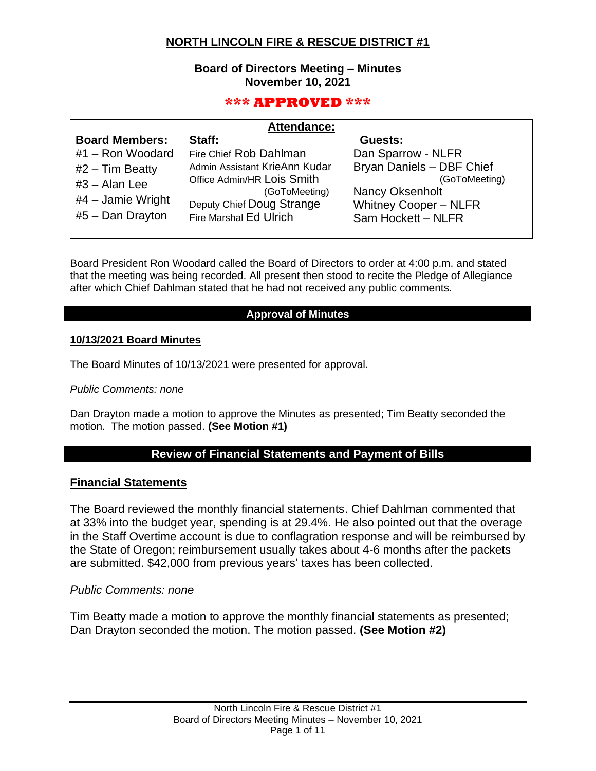# NORTH LINCOLN FIRE & RESCUE DISTRICT #1

**Board of Directors Meeting – Minutes**
**November 10, 2021**

**\*\*\* APPROVED \*\*\***

| Attendance: | | |
|---|---|---|
| **Board Members:** | **Staff:** | **Guests:** |
| #1 – Ron Woodard | Fire Chief Rob Dahlman | Dan Sparrow - NLFR |
| #2 – Tim Beatty | Admin Assistant KrieAnn Kudar | Bryan Daniels – DBF Chief (GoToMeeting) |
| #3 – Alan Lee | Office Admin/HR Lois Smith (GoToMeeting) | Nancy Oksenholt |
| #4 – Jamie Wright | Deputy Chief Doug Strange | Whitney Cooper – NLFR |
| #5 – Dan Drayton | Fire Marshal Ed Ulrich | Sam Hockett – NLFR |

Board President Ron Woodard called the Board of Directors to order at 4:00 p.m. and stated that the meeting was being recorded. All present then stood to recite the Pledge of Allegiance after which Chief Dahlman stated that he had not received any public comments.

## Approval of Minutes

### 10/13/2021 Board Minutes

The Board Minutes of 10/13/2021 were presented for approval.

*Public Comments: none*

Dan Drayton made a motion to approve the Minutes as presented; Tim Beatty seconded the motion. The motion passed. **(See Motion #1)**

## Review of Financial Statements and Payment of Bills

### Financial Statements

The Board reviewed the monthly financial statements. Chief Dahlman commented that at 33% into the budget year, spending is at 29.4%. He also pointed out that the overage in the Staff Overtime account is due to conflagration response and will be reimbursed by the State of Oregon; reimbursement usually takes about 4-6 months after the packets are submitted. $42,000 from previous years' taxes has been collected.

*Public Comments: none*

Tim Beatty made a motion to approve the monthly financial statements as presented; Dan Drayton seconded the motion. The motion passed. **(See Motion #2)**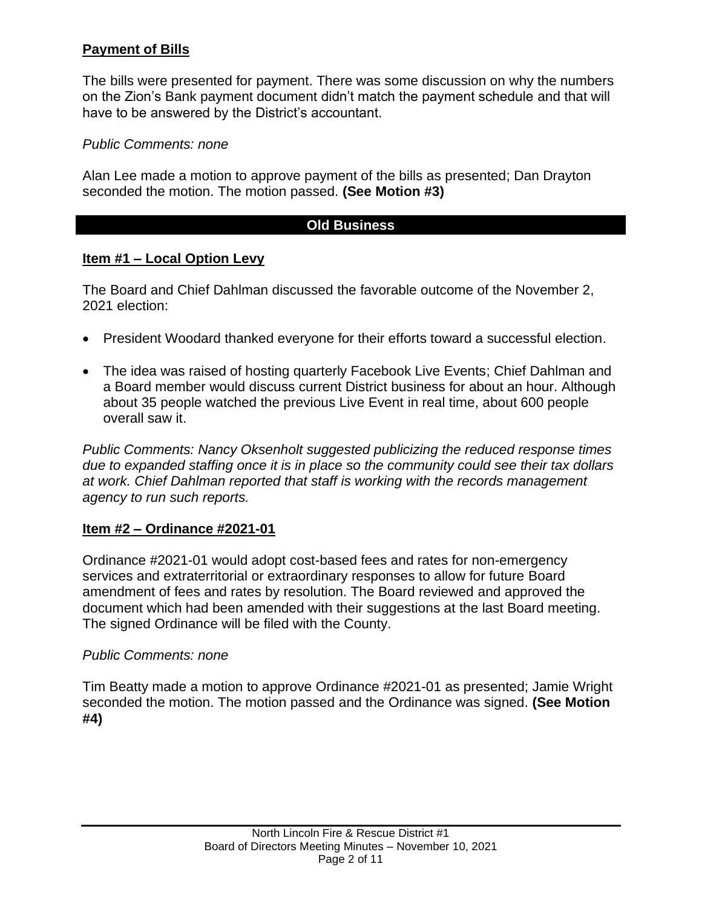## Payment of Bills

The bills were presented for payment. There was some discussion on why the numbers on the Zion's Bank payment document didn't match the payment schedule and that will have to be answered by the District's accountant.

*Public Comments: none*

Alan Lee made a motion to approve payment of the bills as presented; Dan Drayton seconded the motion. The motion passed. **(See Motion #3)**

## Old Business

### Item #1 – Local Option Levy

The Board and Chief Dahlman discussed the favorable outcome of the November 2, 2021 election:

- President Woodard thanked everyone for their efforts toward a successful election.
- The idea was raised of hosting quarterly Facebook Live Events; Chief Dahlman and a Board member would discuss current District business for about an hour. Although about 35 people watched the previous Live Event in real time, about 600 people overall saw it.

*Public Comments: Nancy Oksenholt suggested publicizing the reduced response times due to expanded staffing once it is in place so the community could see their tax dollars at work. Chief Dahlman reported that staff is working with the records management agency to run such reports.*

### Item #2 – Ordinance #2021-01

Ordinance #2021-01 would adopt cost-based fees and rates for non-emergency services and extraterritorial or extraordinary responses to allow for future Board amendment of fees and rates by resolution. The Board reviewed and approved the document which had been amended with their suggestions at the last Board meeting. The signed Ordinance will be filed with the County.

*Public Comments: none*

Tim Beatty made a motion to approve Ordinance #2021-01 as presented; Jamie Wright seconded the motion. The motion passed and the Ordinance was signed. **(See Motion #4)**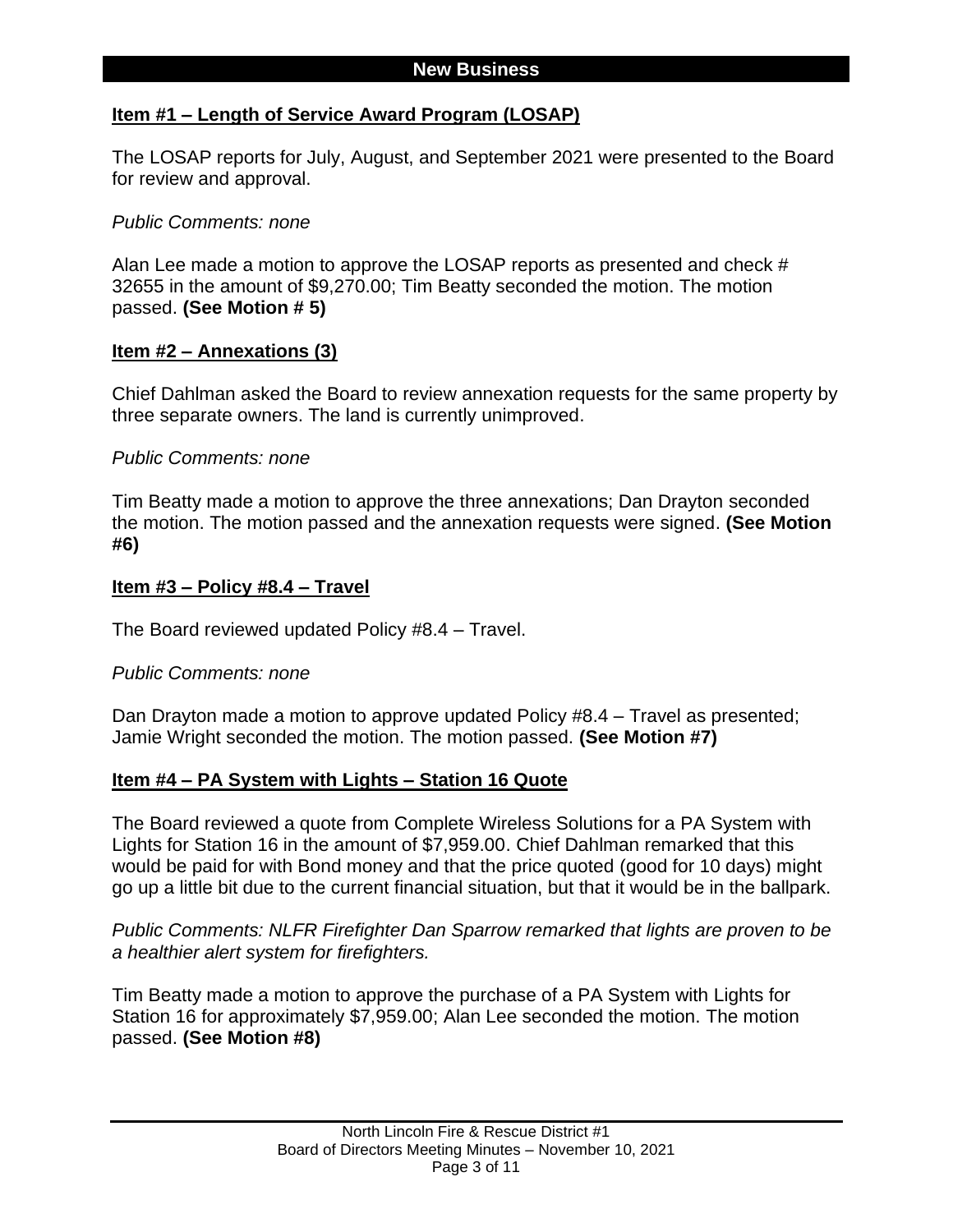## New Business

**Item #1 – Length of Service Award Program (LOSAP)**

The LOSAP reports for July, August, and September 2021 were presented to the Board for review and approval.

*Public Comments: none*

Alan Lee made a motion to approve the LOSAP reports as presented and check # 32655 in the amount of $9,270.00; Tim Beatty seconded the motion. The motion passed. **(See Motion # 5)**

**Item #2 – Annexations (3)**

Chief Dahlman asked the Board to review annexation requests for the same property by three separate owners. The land is currently unimproved.

*Public Comments: none*

Tim Beatty made a motion to approve the three annexations; Dan Drayton seconded the motion. The motion passed and the annexation requests were signed. **(See Motion #6)**

**Item #3 – Policy #8.4 – Travel**

The Board reviewed updated Policy #8.4 – Travel.

*Public Comments: none*

Dan Drayton made a motion to approve updated Policy #8.4 – Travel as presented; Jamie Wright seconded the motion. The motion passed. **(See Motion #7)**

**Item #4 – PA System with Lights – Station 16 Quote**

The Board reviewed a quote from Complete Wireless Solutions for a PA System with Lights for Station 16 in the amount of $7,959.00. Chief Dahlman remarked that this would be paid for with Bond money and that the price quoted (good for 10 days) might go up a little bit due to the current financial situation, but that it would be in the ballpark.

*Public Comments: NLFR Firefighter Dan Sparrow remarked that lights are proven to be a healthier alert system for firefighters.*

Tim Beatty made a motion to approve the purchase of a PA System with Lights for Station 16 for approximately $7,959.00; Alan Lee seconded the motion. The motion passed. **(See Motion #8)**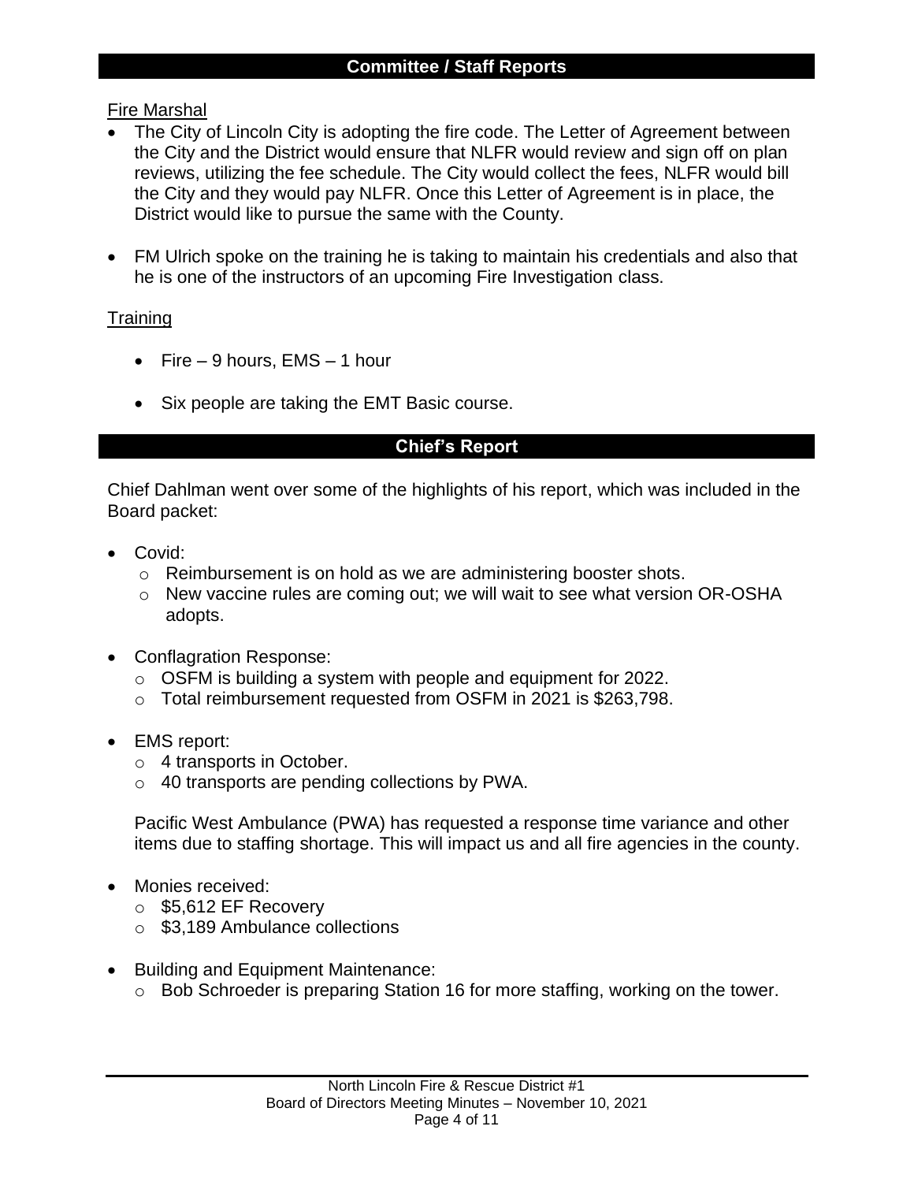## Committee / Staff Reports

Fire Marshal

- The City of Lincoln City is adopting the fire code. The Letter of Agreement between the City and the District would ensure that NLFR would review and sign off on plan reviews, utilizing the fee schedule. The City would collect the fees, NLFR would bill the City and they would pay NLFR. Once this Letter of Agreement is in place, the District would like to pursue the same with the County.

- FM Ulrich spoke on the training he is taking to maintain his credentials and also that he is one of the instructors of an upcoming Fire Investigation class.

Training

- Fire – 9 hours, EMS – 1 hour

- Six people are taking the EMT Basic course.

## Chief's Report

Chief Dahlman went over some of the highlights of his report, which was included in the Board packet:

- Covid:
  - Reimbursement is on hold as we are administering booster shots.
  - New vaccine rules are coming out; we will wait to see what version OR-OSHA adopts.

- Conflagration Response:
  - OSFM is building a system with people and equipment for 2022.
  - Total reimbursement requested from OSFM in 2021 is $263,798.

- EMS report:
  - 4 transports in October.
  - 40 transports are pending collections by PWA.

  Pacific West Ambulance (PWA) has requested a response time variance and other items due to staffing shortage. This will impact us and all fire agencies in the county.

- Monies received:
  - $5,612 EF Recovery
  - $3,189 Ambulance collections

- Building and Equipment Maintenance:
  - Bob Schroeder is preparing Station 16 for more staffing, working on the tower.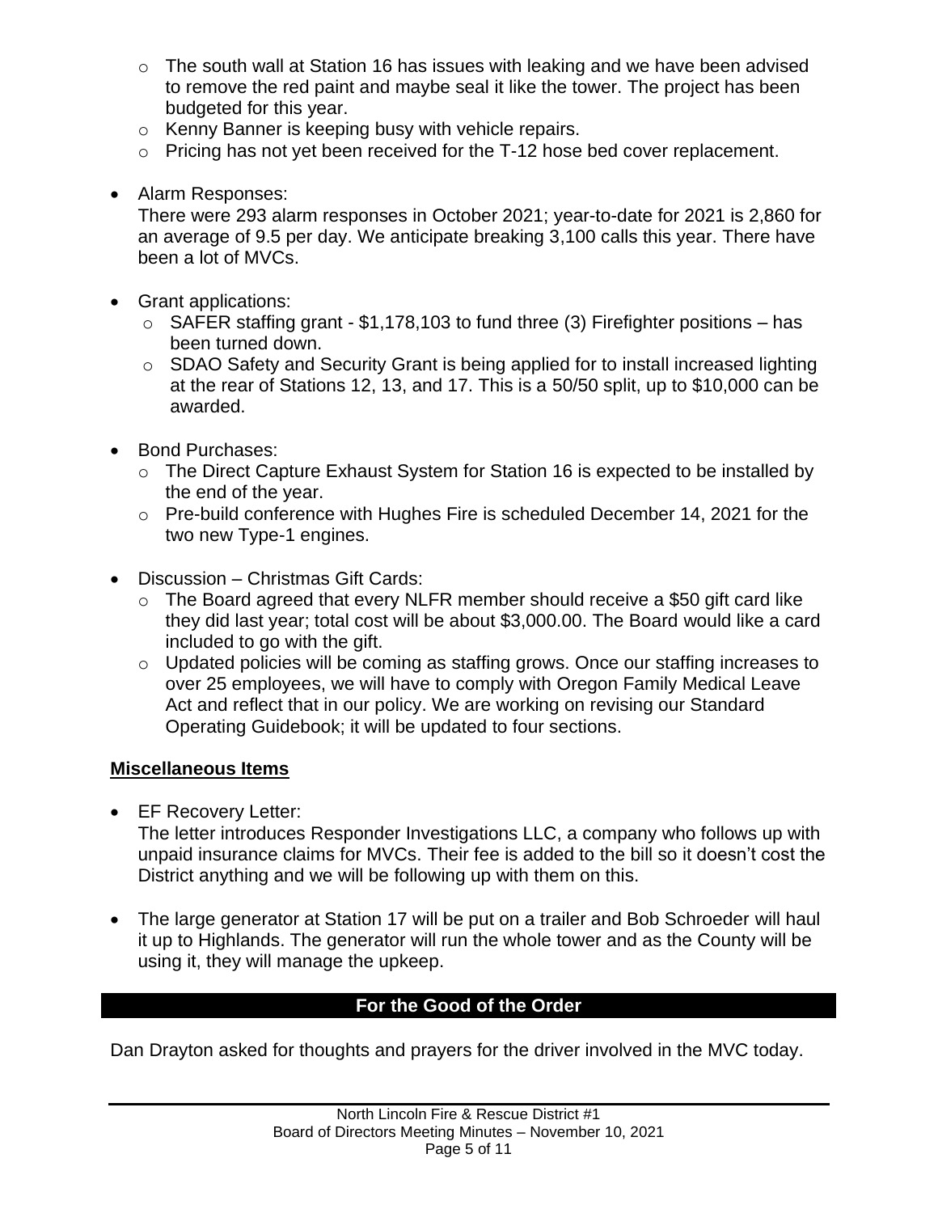- The south wall at Station 16 has issues with leaking and we have been advised to remove the red paint and maybe seal it like the tower. The project has been budgeted for this year.
  - Kenny Banner is keeping busy with vehicle repairs.
  - Pricing has not yet been received for the T-12 hose bed cover replacement.

- Alarm Responses:
  There were 293 alarm responses in October 2021; year-to-date for 2021 is 2,860 for an average of 9.5 per day. We anticipate breaking 3,100 calls this year. There have been a lot of MVCs.

- Grant applications:
  - SAFER staffing grant - $1,178,103 to fund three (3) Firefighter positions – has been turned down.
  - SDAO Safety and Security Grant is being applied for to install increased lighting at the rear of Stations 12, 13, and 17. This is a 50/50 split, up to $10,000 can be awarded.

- Bond Purchases:
  - The Direct Capture Exhaust System for Station 16 is expected to be installed by the end of the year.
  - Pre-build conference with Hughes Fire is scheduled December 14, 2021 for the two new Type-1 engines.

- Discussion – Christmas Gift Cards:
  - The Board agreed that every NLFR member should receive a $50 gift card like they did last year; total cost will be about $3,000.00. The Board would like a card included to go with the gift.
  - Updated policies will be coming as staffing grows. Once our staffing increases to over 25 employees, we will have to comply with Oregon Family Medical Leave Act and reflect that in our policy. We are working on revising our Standard Operating Guidebook; it will be updated to four sections.

**Miscellaneous Items**

- EF Recovery Letter:
  The letter introduces Responder Investigations LLC, a company who follows up with unpaid insurance claims for MVCs. Their fee is added to the bill so it doesn't cost the District anything and we will be following up with them on this.

- The large generator at Station 17 will be put on a trailer and Bob Schroeder will haul it up to Highlands. The generator will run the whole tower and as the County will be using it, they will manage the upkeep.

## For the Good of the Order

Dan Drayton asked for thoughts and prayers for the driver involved in the MVC today.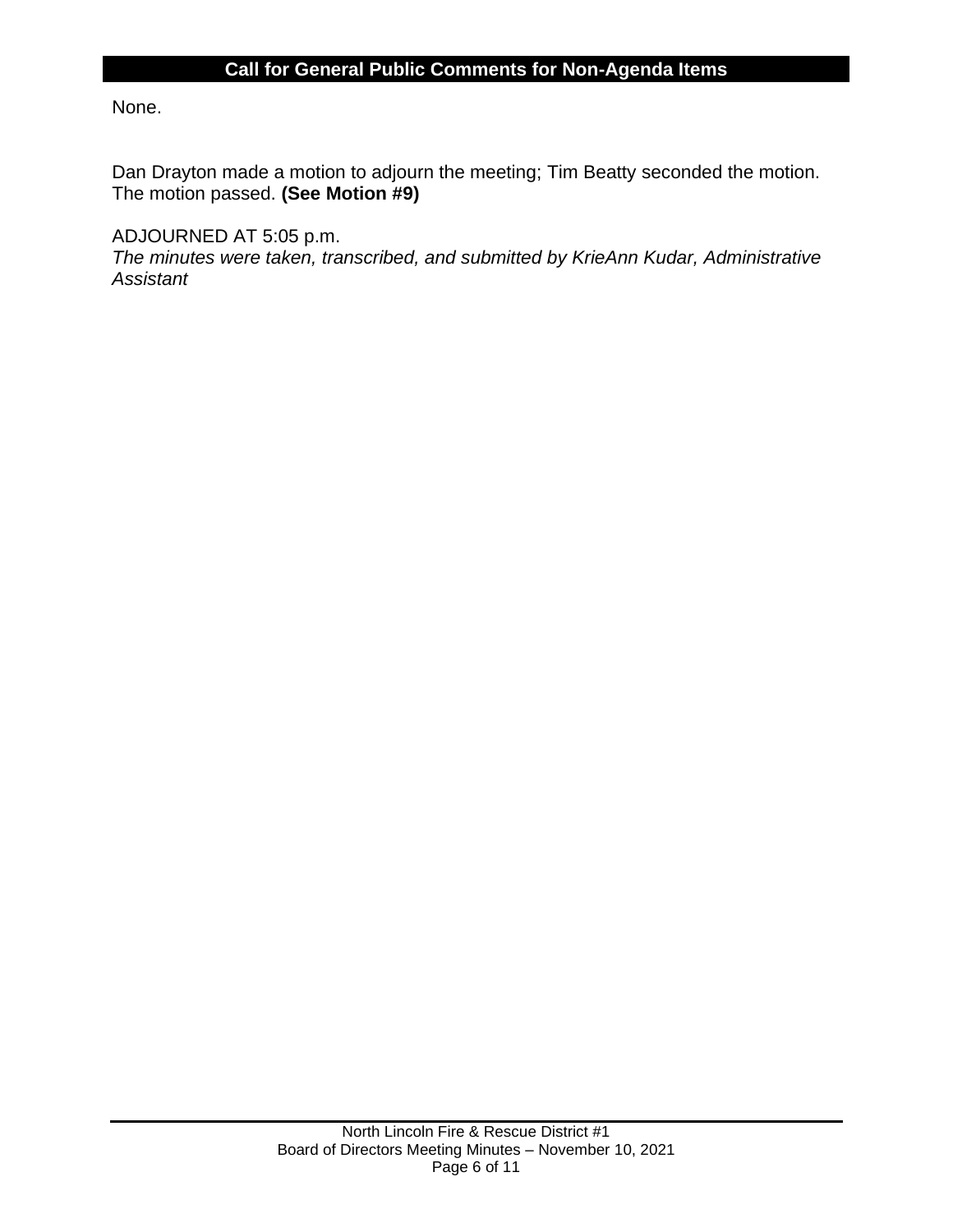## Call for General Public Comments for Non-Agenda Items

None.

Dan Drayton made a motion to adjourn the meeting; Tim Beatty seconded the motion. The motion passed. **(See Motion #9)**

ADJOURNED AT 5:05 p.m.
*The minutes were taken, transcribed, and submitted by KrieAnn Kudar, Administrative Assistant*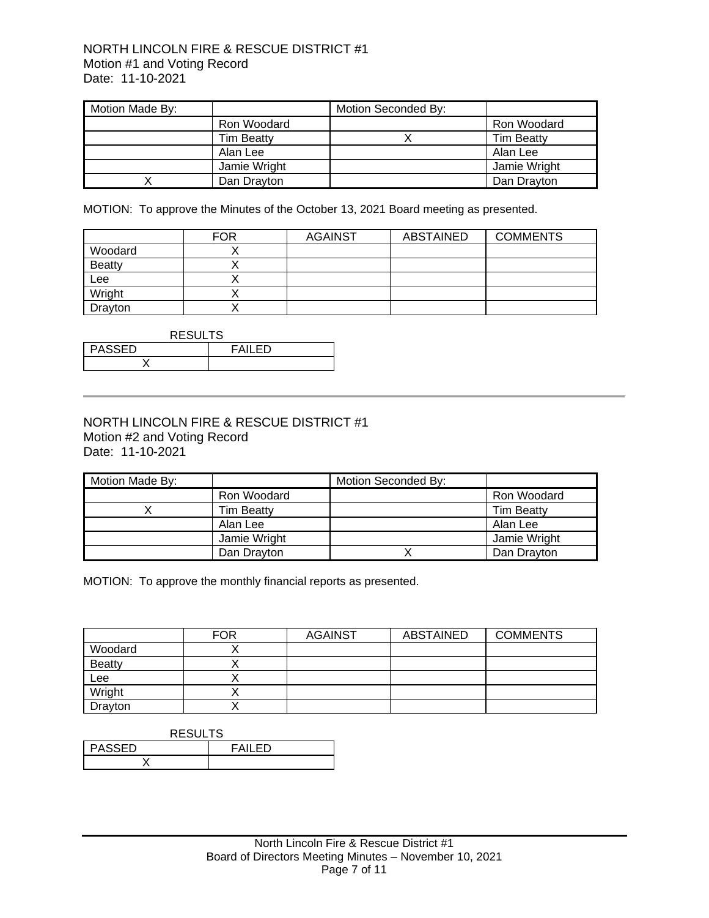NORTH LINCOLN FIRE & RESCUE DISTRICT #1
Motion #1 and Voting Record
Date: 11-10-2021

| Motion Made By: | | Motion Seconded By: | |
|---|---|---|---|
| | Ron Woodard | | Ron Woodard |
| | Tim Beatty | X | Tim Beatty |
| | Alan Lee | | Alan Lee |
| | Jamie Wright | | Jamie Wright |
| X | Dan Drayton | | Dan Drayton |

MOTION: To approve the Minutes of the October 13, 2021 Board meeting as presented.

| | FOR | AGAINST | ABSTAINED | COMMENTS |
|---|---|---|---|---|
| Woodard | X | | | |
| Beatty | X | | | |
| Lee | X | | | |
| Wright | X | | | |
| Drayton | X | | | |

RESULTS

| PASSED | FAILED |
|---|---|
| X | |

---

NORTH LINCOLN FIRE & RESCUE DISTRICT #1
Motion #2 and Voting Record
Date: 11-10-2021

| Motion Made By: | | Motion Seconded By: | |
|---|---|---|---|
| | Ron Woodard | | Ron Woodard |
| X | Tim Beatty | | Tim Beatty |
| | Alan Lee | | Alan Lee |
| | Jamie Wright | | Jamie Wright |
| | Dan Drayton | X | Dan Drayton |

MOTION: To approve the monthly financial reports as presented.

| | FOR | AGAINST | ABSTAINED | COMMENTS |
|---|---|---|---|---|
| Woodard | X | | | |
| Beatty | X | | | |
| Lee | X | | | |
| Wright | X | | | |
| Drayton | X | | | |

RESULTS

| PASSED | FAILED |
|---|---|
| X | |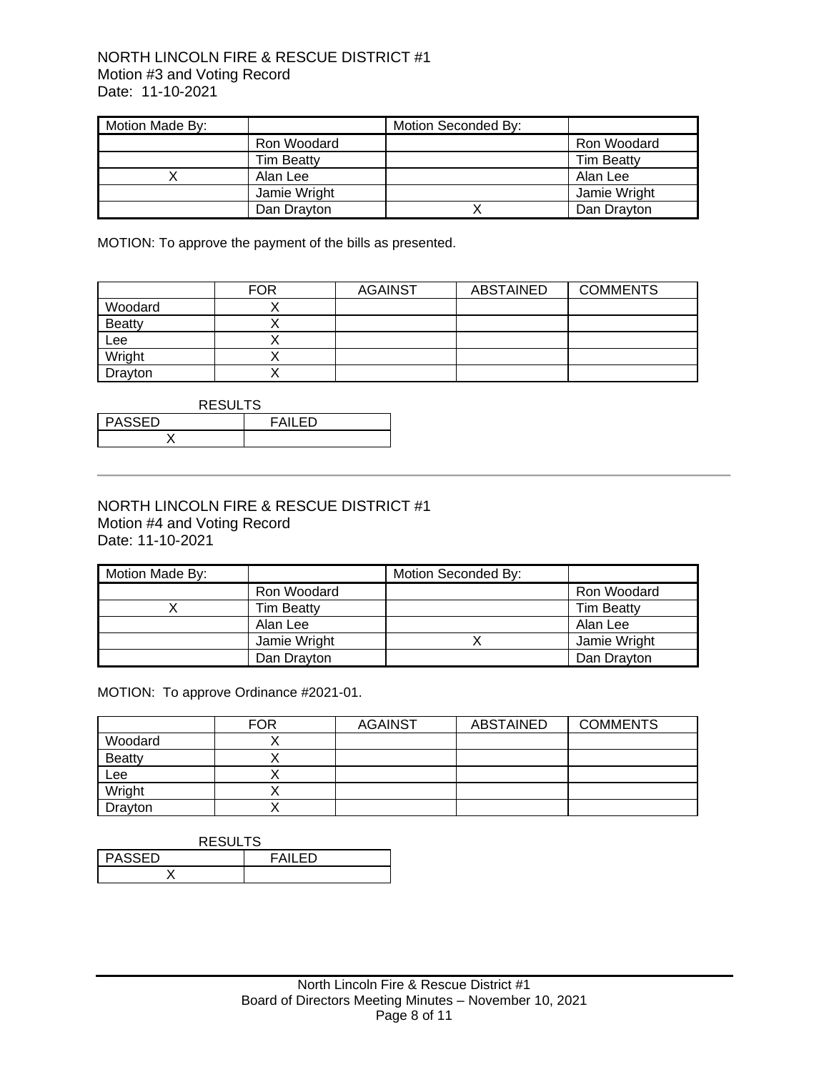NORTH LINCOLN FIRE & RESCUE DISTRICT #1
Motion #3 and Voting Record
Date: 11-10-2021

| Motion Made By: | | Motion Seconded By: | |
|---|---|---|---|
| | Ron Woodard | | Ron Woodard |
| | Tim Beatty | | Tim Beatty |
| X | Alan Lee | | Alan Lee |
| | Jamie Wright | | Jamie Wright |
| | Dan Drayton | X | Dan Drayton |

MOTION: To approve the payment of the bills as presented.

| | FOR | AGAINST | ABSTAINED | COMMENTS |
|---|---|---|---|---|
| Woodard | X | | | |
| Beatty | X | | | |
| Lee | X | | | |
| Wright | X | | | |
| Drayton | X | | | |

RESULTS

| PASSED | FAILED |
|---|---|
| X | |

---

NORTH LINCOLN FIRE & RESCUE DISTRICT #1
Motion #4 and Voting Record
Date: 11-10-2021

| Motion Made By: | | Motion Seconded By: | |
|---|---|---|---|
| | Ron Woodard | | Ron Woodard |
| X | Tim Beatty | | Tim Beatty |
| | Alan Lee | | Alan Lee |
| | Jamie Wright | X | Jamie Wright |
| | Dan Drayton | | Dan Drayton |

MOTION: To approve Ordinance #2021-01.

| | FOR | AGAINST | ABSTAINED | COMMENTS |
|---|---|---|---|---|
| Woodard | X | | | |
| Beatty | X | | | |
| Lee | X | | | |
| Wright | X | | | |
| Drayton | X | | | |

RESULTS

| PASSED | FAILED |
|---|---|
| X | |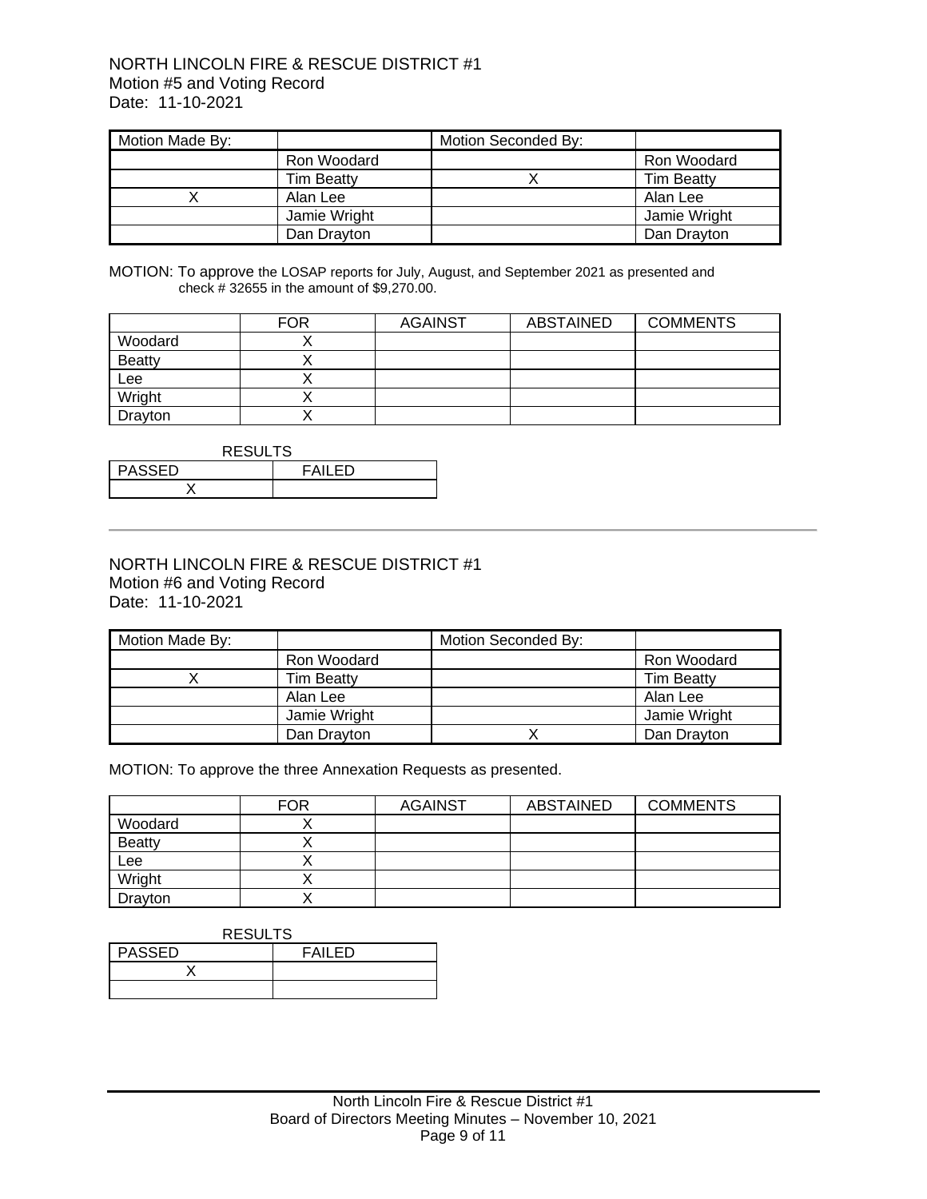NORTH LINCOLN FIRE & RESCUE DISTRICT #1
Motion #5 and Voting Record
Date: 11-10-2021

| Motion Made By: | | Motion Seconded By: | |
|---|---|---|---|
| | Ron Woodard | | Ron Woodard |
| | Tim Beatty | X | Tim Beatty |
| X | Alan Lee | | Alan Lee |
| | Jamie Wright | | Jamie Wright |
| | Dan Drayton | | Dan Drayton |

MOTION: To approve the LOSAP reports for July, August, and September 2021 as presented and check # 32655 in the amount of $9,270.00.

| | FOR | AGAINST | ABSTAINED | COMMENTS |
|---|---|---|---|---|
| Woodard | X | | | |
| Beatty | X | | | |
| Lee | X | | | |
| Wright | X | | | |
| Drayton | X | | | |

RESULTS

| PASSED | FAILED |
|---|---|
| X | |

---

NORTH LINCOLN FIRE & RESCUE DISTRICT #1
Motion #6 and Voting Record
Date: 11-10-2021

| Motion Made By: | | Motion Seconded By: | |
|---|---|---|---|
| | Ron Woodard | | Ron Woodard |
| X | Tim Beatty | | Tim Beatty |
| | Alan Lee | | Alan Lee |
| | Jamie Wright | | Jamie Wright |
| | Dan Drayton | X | Dan Drayton |

MOTION: To approve the three Annexation Requests as presented.

| | FOR | AGAINST | ABSTAINED | COMMENTS |
|---|---|---|---|---|
| Woodard | X | | | |
| Beatty | X | | | |
| Lee | X | | | |
| Wright | X | | | |
| Drayton | X | | | |

RESULTS

| PASSED | FAILED |
|---|---|
| X | |
| | |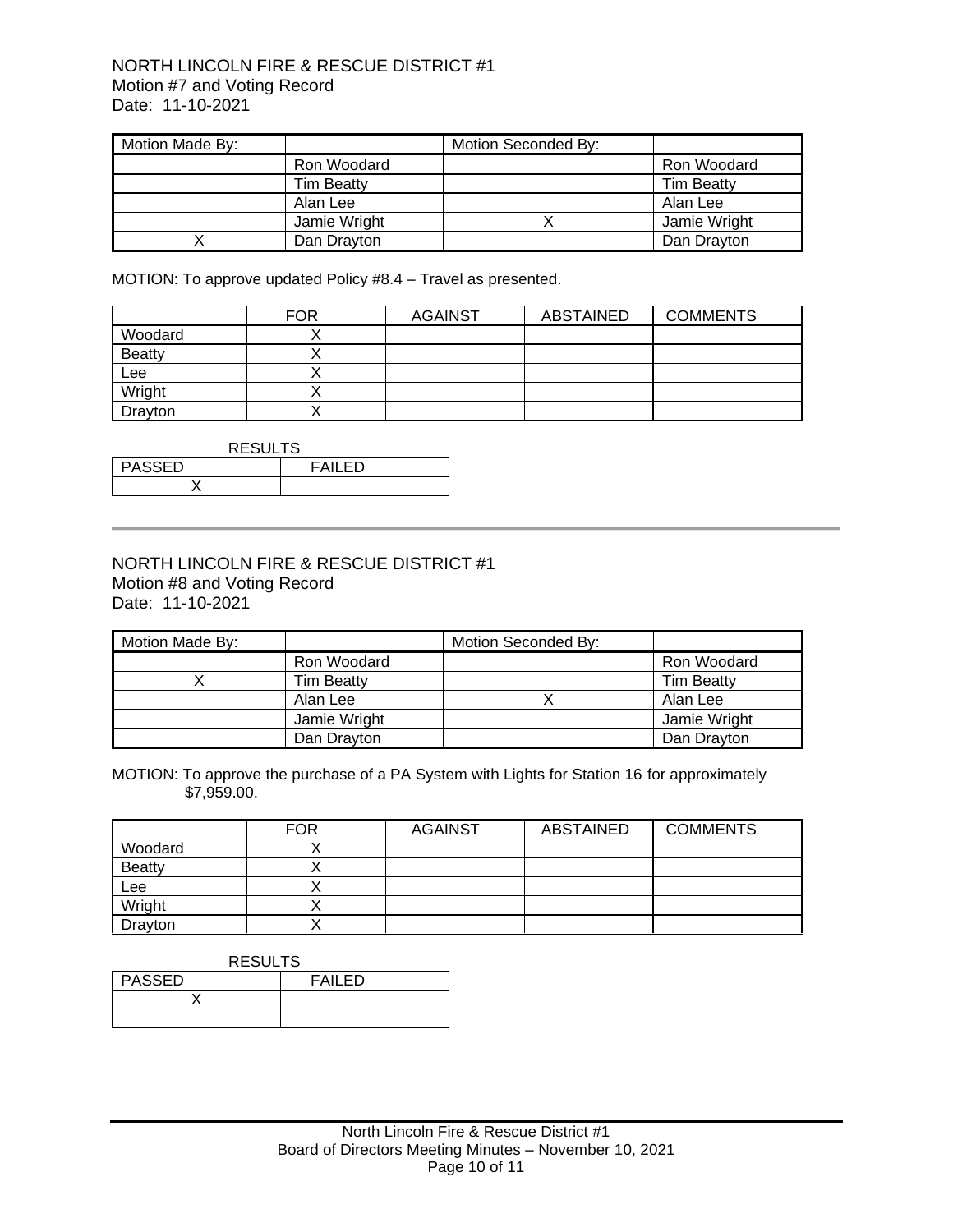NORTH LINCOLN FIRE & RESCUE DISTRICT #1
Motion #7 and Voting Record
Date: 11-10-2021

| Motion Made By: | | Motion Seconded By: | |
|---|---|---|---|
| | Ron Woodard | | Ron Woodard |
| | Tim Beatty | | Tim Beatty |
| | Alan Lee | | Alan Lee |
| | Jamie Wright | X | Jamie Wright |
| X | Dan Drayton | | Dan Drayton |

MOTION: To approve updated Policy #8.4 – Travel as presented.

| | FOR | AGAINST | ABSTAINED | COMMENTS |
|---|---|---|---|---|
| Woodard | X | | | |
| Beatty | X | | | |
| Lee | X | | | |
| Wright | X | | | |
| Drayton | X | | | |

RESULTS

| PASSED | FAILED |
|---|---|
| X | |

---

NORTH LINCOLN FIRE & RESCUE DISTRICT #1
Motion #8 and Voting Record
Date: 11-10-2021

| Motion Made By: | | Motion Seconded By: | |
|---|---|---|---|
| | Ron Woodard | | Ron Woodard |
| X | Tim Beatty | | Tim Beatty |
| | Alan Lee | X | Alan Lee |
| | Jamie Wright | | Jamie Wright |
| | Dan Drayton | | Dan Drayton |

MOTION: To approve the purchase of a PA System with Lights for Station 16 for approximately $7,959.00.

| | FOR | AGAINST | ABSTAINED | COMMENTS |
|---|---|---|---|---|
| Woodard | X | | | |
| Beatty | X | | | |
| Lee | X | | | |
| Wright | X | | | |
| Drayton | X | | | |

RESULTS

| PASSED | FAILED |
|---|---|
| X | |
| | |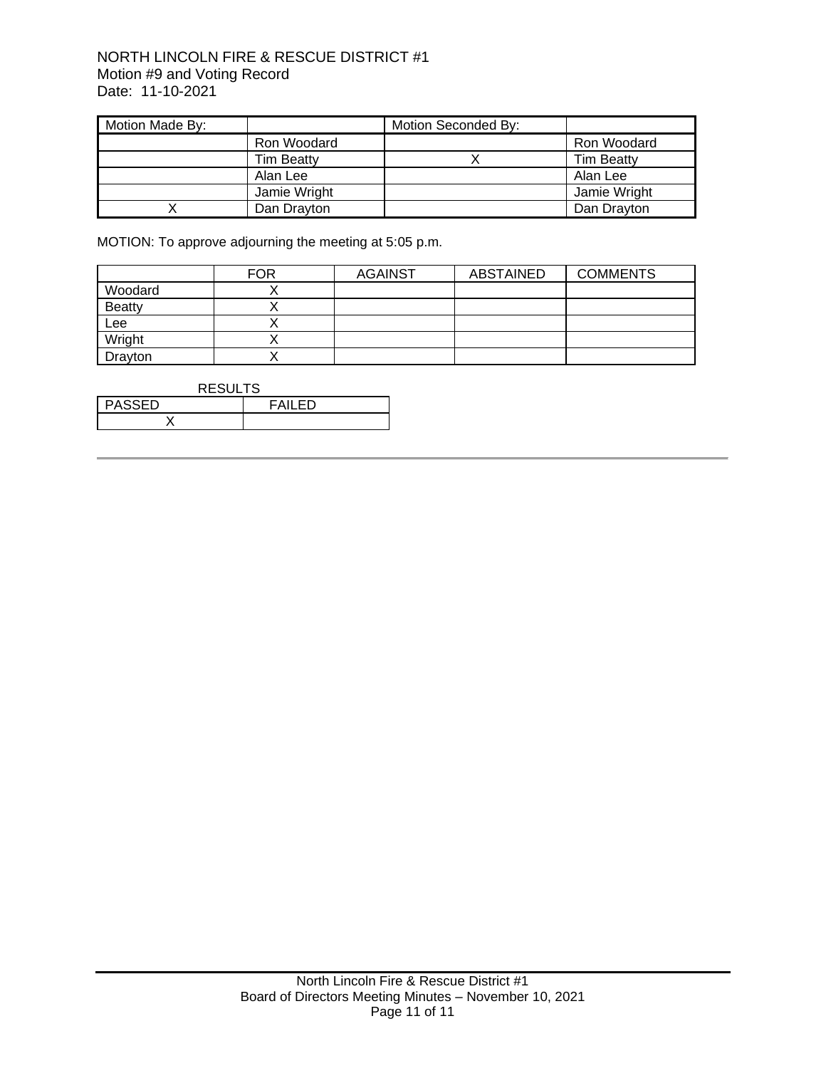NORTH LINCOLN FIRE & RESCUE DISTRICT #1
Motion #9 and Voting Record
Date: 11-10-2021

| Motion Made By: | | Motion Seconded By: | |
|---|---|---|---|
| | Ron Woodard | | Ron Woodard |
| | Tim Beatty | X | Tim Beatty |
| | Alan Lee | | Alan Lee |
| | Jamie Wright | | Jamie Wright |
| X | Dan Drayton | | Dan Drayton |

MOTION: To approve adjourning the meeting at 5:05 p.m.

| | FOR | AGAINST | ABSTAINED | COMMENTS |
|---|---|---|---|---|
| Woodard | X | | | |
| Beatty | X | | | |
| Lee | X | | | |
| Wright | X | | | |
| Drayton | X | | | |

RESULTS

| PASSED | FAILED |
|---|---|
| X | |